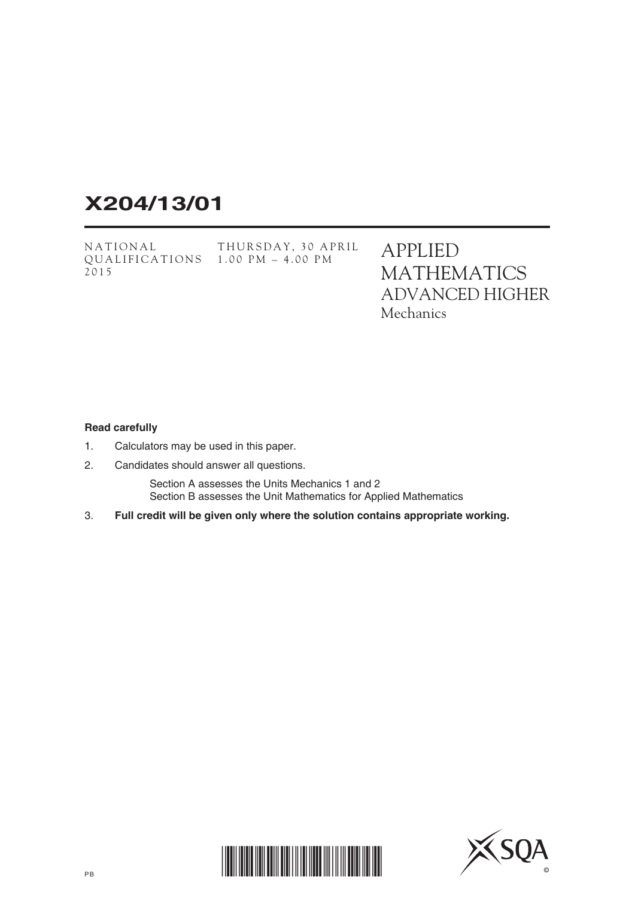# X204/13/01

NATIONAL QUALIFICATIONS 2015

THURSDAY, 30 APRIL
1.00 PM – 4.00 PM

# APPLIED MATHEMATICS
## ADVANCED HIGHER
### Mechanics

**Read carefully**

1. Calculators may be used in this paper.
2. Candidates should answer all questions.

   Section A assesses the Units Mechanics 1 and 2
   Section B assesses the Unit Mathematics for Applied Mathematics

3. **Full credit will be given only where the solution contains appropriate working.**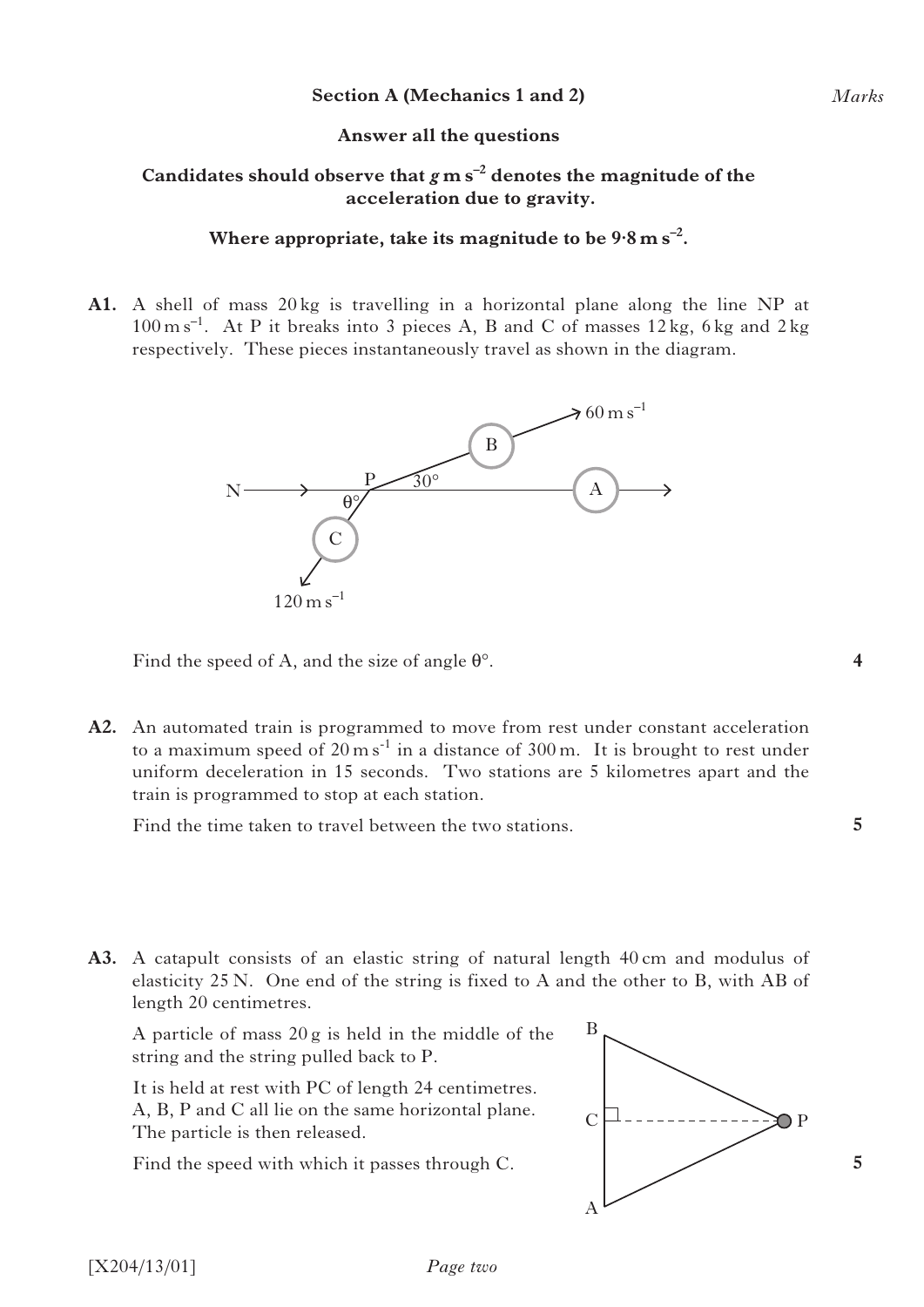## Section A (Mechanics 1 and 2)

*Marks*

**Answer all the questions**

**Candidates should observe that $g\,\mathrm{m\,s^{-2}}$ denotes the magnitude of the acceleration due to gravity.**

**Where appropriate, take its magnitude to be $9{\cdot}8\,\mathrm{m\,s^{-2}}$.**

**A1.** A shell of mass 20 kg is travelling in a horizontal plane along the line NP at $100\,\mathrm{m\,s^{-1}}$. At P it breaks into 3 pieces A, B and C of masses 12 kg, 6 kg and 2 kg respectively. These pieces instantaneously travel as shown in the diagram.

Find the speed of A, and the size of angle $\theta°$. **4**

**A2.** An automated train is programmed to move from rest under constant acceleration to a maximum speed of $20\,\mathrm{m\,s^{-1}}$ in a distance of 300 m. It is brought to rest under uniform deceleration in 15 seconds. Two stations are 5 kilometres apart and the train is programmed to stop at each station.

Find the time taken to travel between the two stations. **5**

**A3.** A catapult consists of an elastic string of natural length 40 cm and modulus of elasticity 25 N. One end of the string is fixed to A and the other to B, with AB of length 20 centimetres.

A particle of mass 20 g is held in the middle of the string and the string pulled back to P.

It is held at rest with PC of length 24 centimetres. A, B, P and C all lie on the same horizontal plane. The particle is then released.

Find the speed with which it passes through C. **5**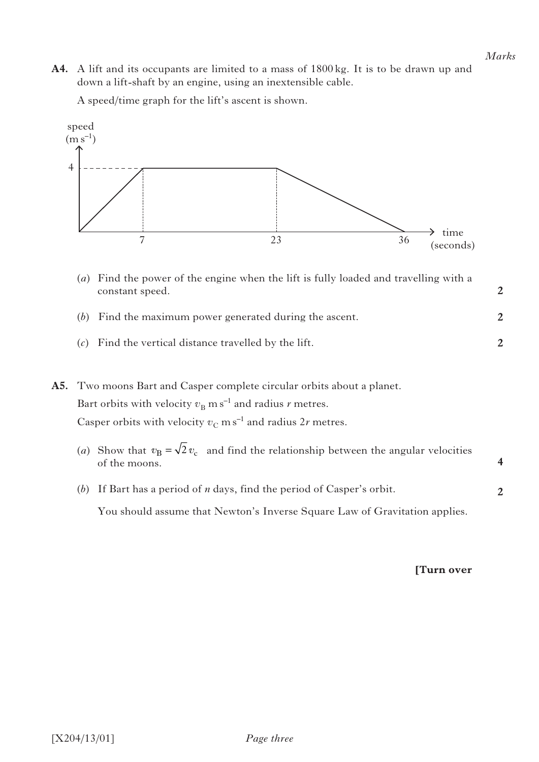Marks

**A4.** A lift and its occupants are limited to a mass of 1800 kg. It is to be drawn up and down a lift-shaft by an engine, using an inextensible cable.

A speed/time graph for the lift's ascent is shown.

speed ($\text{m s}^{-1}$)

4

7 &nbsp;&nbsp;&nbsp;&nbsp; 23 &nbsp;&nbsp;&nbsp;&nbsp; 36 &nbsp;&nbsp; time (seconds)

(*a*) Find the power of the engine when the lift is fully loaded and travelling with a constant speed. **2**

(*b*) Find the maximum power generated during the ascent. **2**

(*c*) Find the vertical distance travelled by the lift. **2**

**A5.** Two moons Bart and Casper complete circular orbits about a planet.

Bart orbits with velocity $v_B\ \text{m s}^{-1}$ and radius $r$ metres.

Casper orbits with velocity $v_C\ \text{m s}^{-1}$ and radius $2r$ metres.

(*a*) Show that $v_B = \sqrt{2}\,v_c$ and find the relationship between the angular velocities of the moons. **4**

(*b*) If Bart has a period of $n$ days, find the period of Casper's orbit. **2**

You should assume that Newton's Inverse Square Law of Gravitation applies.

**[Turn over**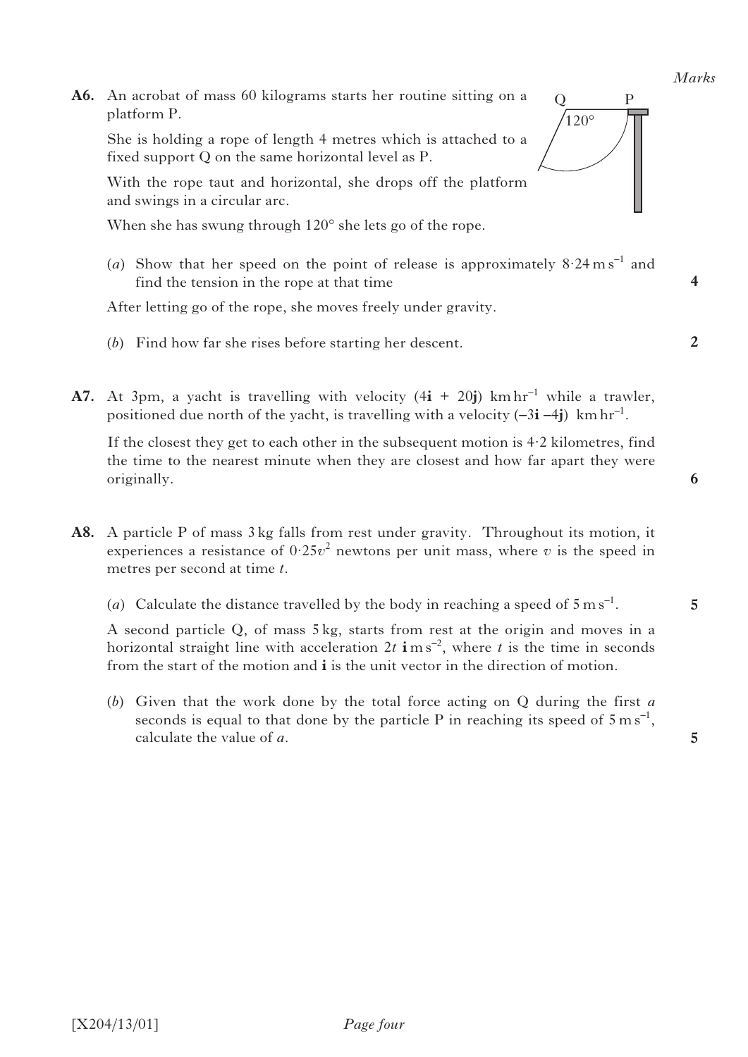*Marks*

**A6.** An acrobat of mass 60 kilograms starts her routine sitting on a platform P.

She is holding a rope of length 4 metres which is attached to a fixed support Q on the same horizontal level as P.

With the rope taut and horizontal, she drops off the platform and swings in a circular arc.

When she has swung through 120° she lets go of the rope.

(*a*) Show that her speed on the point of release is approximately $8 \cdot 24\,\mathrm{m\,s^{-1}}$ and find the tension in the rope at that time **4**

After letting go of the rope, she moves freely under gravity.

(*b*) Find how far she rises before starting her descent. **2**

**A7.** At 3pm, a yacht is travelling with velocity $(4\mathbf{i} + 20\mathbf{j})\ \mathrm{km\,hr^{-1}}$ while a trawler, positioned due north of the yacht, is travelling with a velocity $(-3\mathbf{i} - 4\mathbf{j})\ \mathrm{km\,hr^{-1}}$.

If the closest they get to each other in the subsequent motion is 4·2 kilometres, find the time to the nearest minute when they are closest and how far apart they were originally. **6**

**A8.** A particle P of mass 3 kg falls from rest under gravity. Throughout its motion, it experiences a resistance of $0 \cdot 25v^2$ newtons per unit mass, where $v$ is the speed in metres per second at time $t$.

(*a*) Calculate the distance travelled by the body in reaching a speed of $5\,\mathrm{m\,s^{-1}}$. **5**

A second particle Q, of mass 5 kg, starts from rest at the origin and moves in a horizontal straight line with acceleration $2t\ \mathbf{i}\,\mathrm{m\,s^{-2}}$, where $t$ is the time in seconds from the start of the motion and $\mathbf{i}$ is the unit vector in the direction of motion.

(*b*) Given that the work done by the total force acting on Q during the first $a$ seconds is equal to that done by the particle P in reaching its speed of $5\,\mathrm{m\,s^{-1}}$, calculate the value of $a$. **5**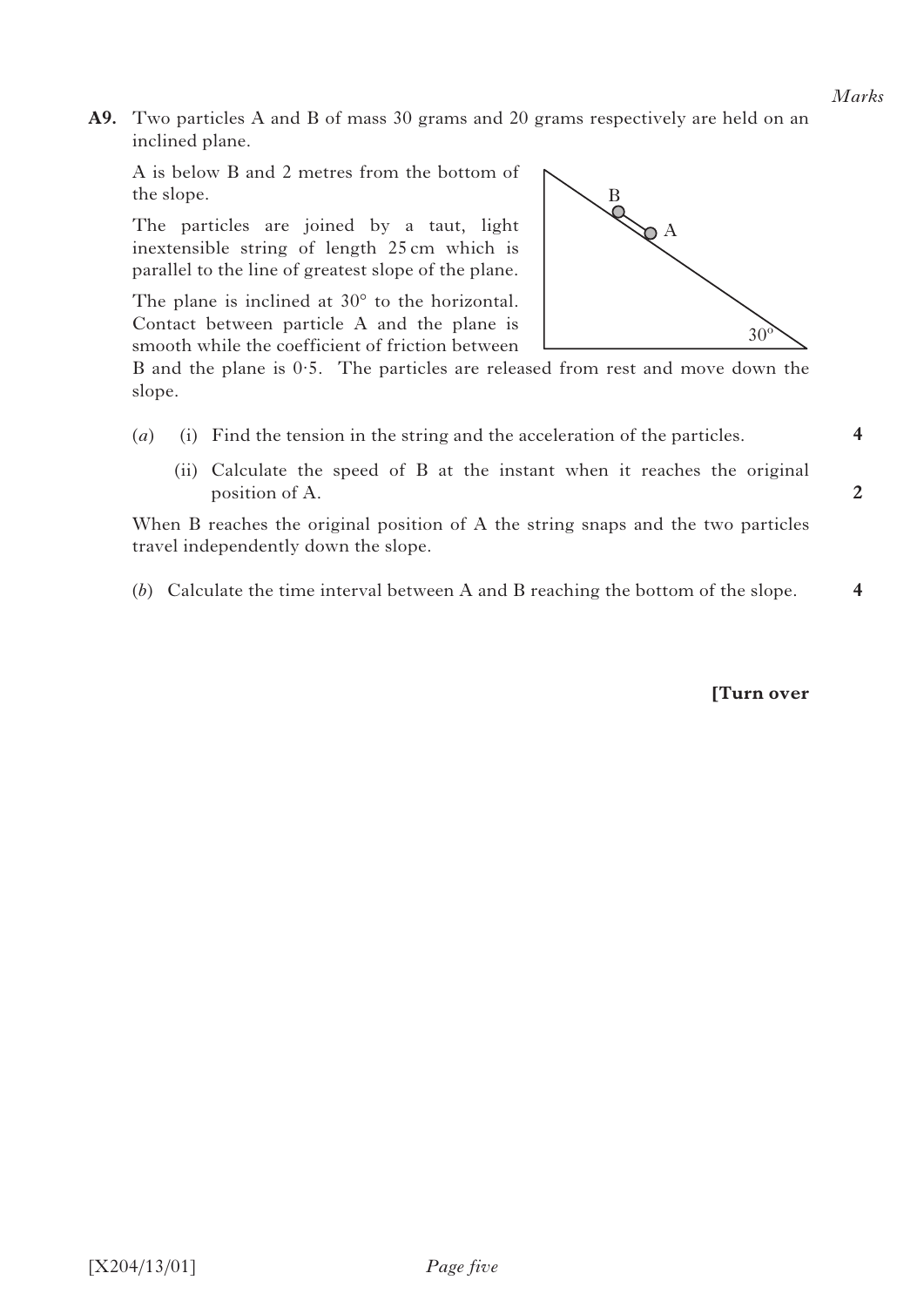*Marks*

**A9.** Two particles A and B of mass 30 grams and 20 grams respectively are held on an inclined plane.

A is below B and 2 metres from the bottom of the slope.

The particles are joined by a taut, light inextensible string of length 25 cm which is parallel to the line of greatest slope of the plane.

The plane is inclined at 30° to the horizontal. Contact between particle A and the plane is smooth while the coefficient of friction between B and the plane is 0·5. The particles are released from rest and move down the slope.

(*a*) (i) Find the tension in the string and the acceleration of the particles. **4**

(ii) Calculate the speed of B at the instant when it reaches the original position of A. **2**

When B reaches the original position of A the string snaps and the two particles travel independently down the slope.

(*b*) Calculate the time interval between A and B reaching the bottom of the slope. **4**

**[Turn over**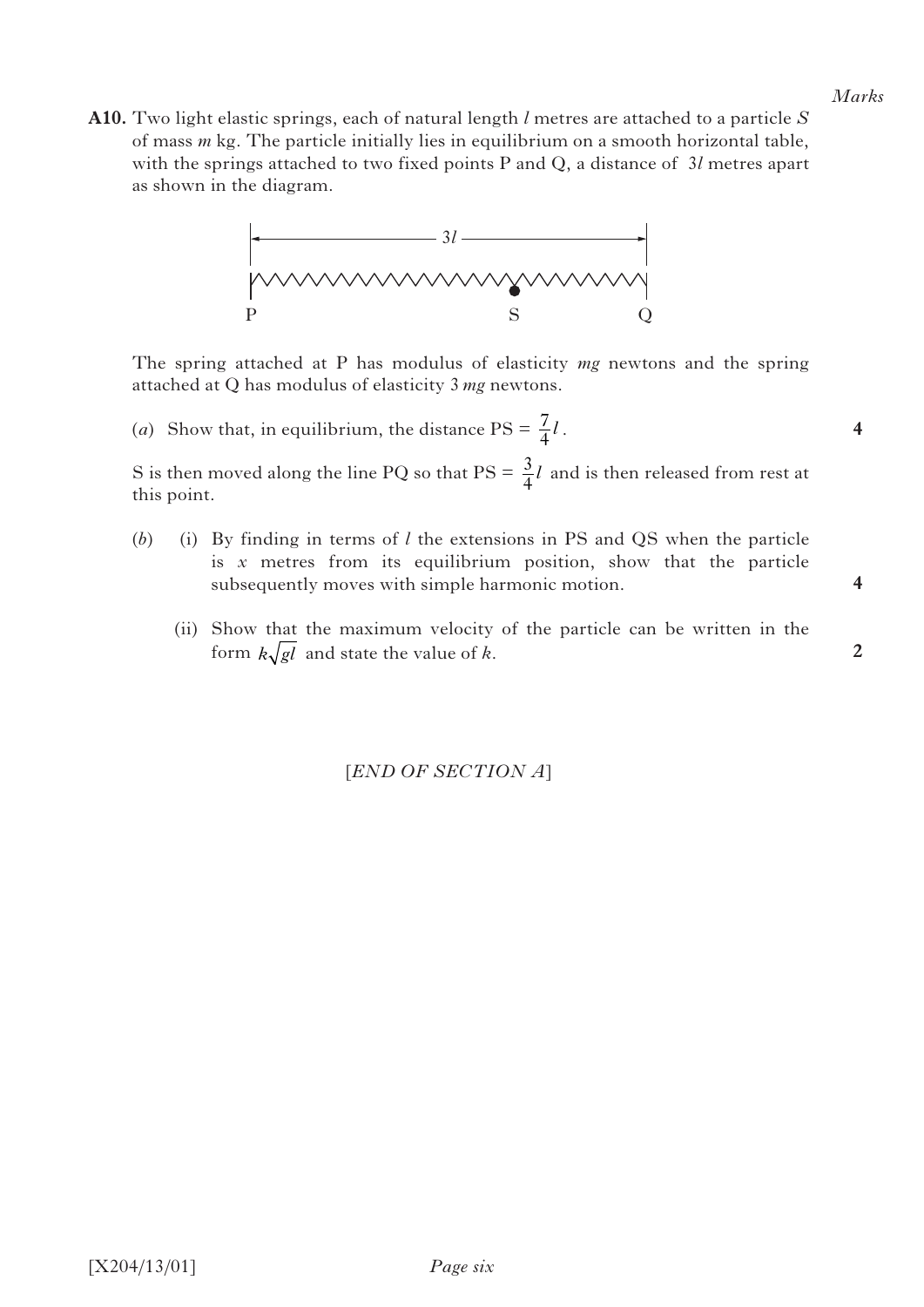*Marks*

**A10.** Two light elastic springs, each of natural length $l$ metres are attached to a particle $S$ of mass $m$ kg. The particle initially lies in equilibrium on a smooth horizontal table, with the springs attached to two fixed points P and Q, a distance of $3l$ metres apart as shown in the diagram.

The spring attached at P has modulus of elasticity $mg$ newtons and the spring attached at Q has modulus of elasticity $3\,mg$ newtons.

(*a*) Show that, in equilibrium, the distance $\text{PS} = \frac{7}{4}l$. **4**

S is then moved along the line PQ so that $\text{PS} = \frac{3}{4}l$ and is then released from rest at this point.

(*b*) (i) By finding in terms of $l$ the extensions in PS and QS when the particle is $x$ metres from its equilibrium position, show that the particle subsequently moves with simple harmonic motion. **4**

(ii) Show that the maximum velocity of the particle can be written in the form $k\sqrt{gl}$ and state the value of $k$. **2**

[*END OF SECTION A*]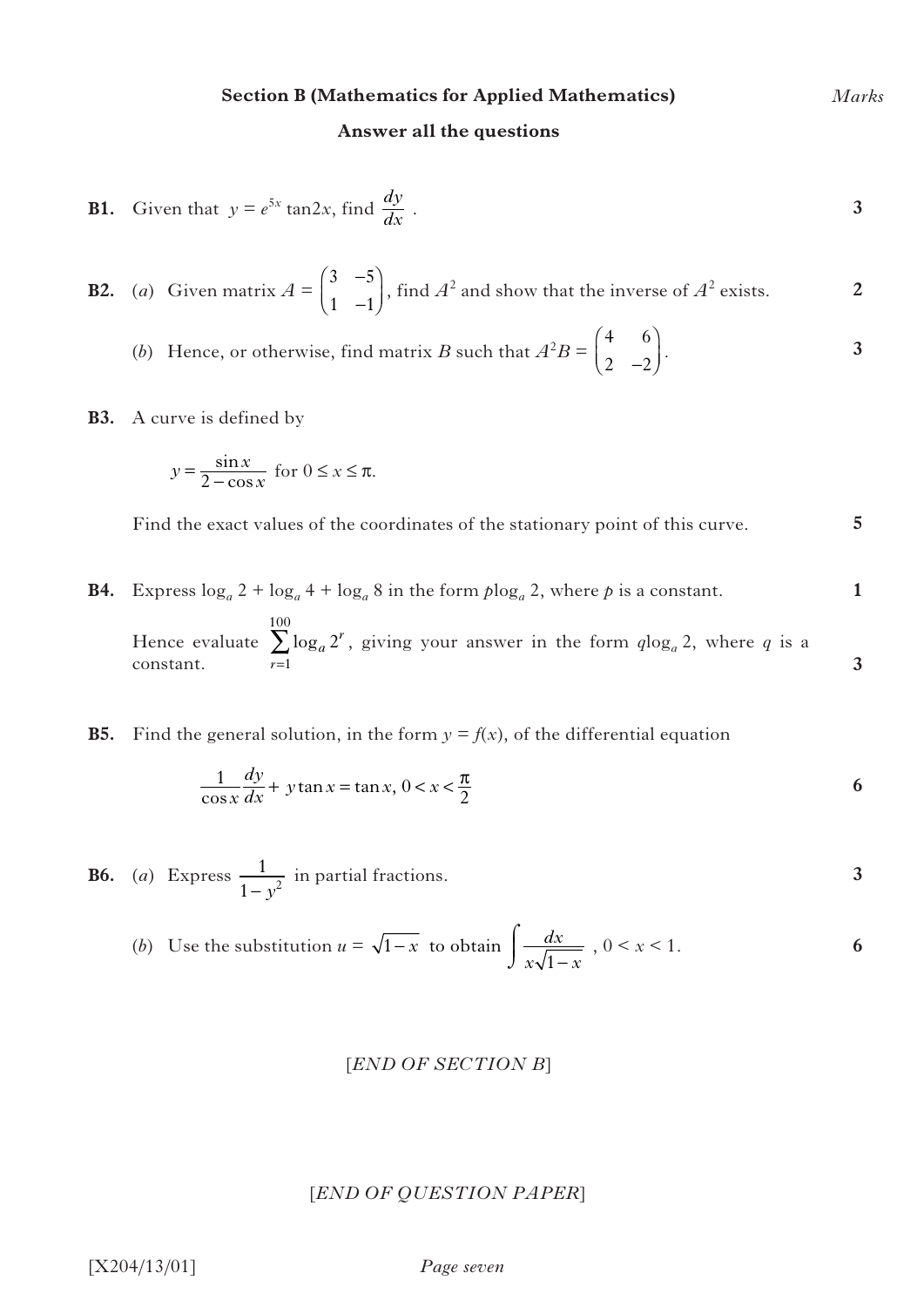## Section B (Mathematics for Applied Mathematics)

*Marks*

### Answer all the questions

**B1.** Given that $y = e^{5x}\tan 2x$, find $\dfrac{dy}{dx}$. **3**

**B2.** (*a*) Given matrix $A = \begin{pmatrix} 3 & -5 \\ 1 & -1 \end{pmatrix}$, find $A^2$ and show that the inverse of $A^2$ exists. **2**

(*b*) Hence, or otherwise, find matrix $B$ such that $A^2B = \begin{pmatrix} 4 & 6 \\ 2 & -2 \end{pmatrix}$. **3**

**B3.** A curve is defined by

$$y = \frac{\sin x}{2 - \cos x} \text{ for } 0 \leq x \leq \pi.$$

Find the exact values of the coordinates of the stationary point of this curve. **5**

**B4.** Express $\log_a 2 + \log_a 4 + \log_a 8$ in the form $p\log_a 2$, where $p$ is a constant. **1**

Hence evaluate $\displaystyle\sum_{r=1}^{100} \log_a 2^r$, giving your answer in the form $q\log_a 2$, where $q$ is a constant. **3**

**B5.** Find the general solution, in the form $y = f(x)$, of the differential equation

$$\frac{1}{\cos x}\frac{dy}{dx} + y\tan x = \tan x, \; 0 < x < \frac{\pi}{2}$$ **6**

**B6.** (*a*) Express $\dfrac{1}{1 - y^2}$ in partial fractions. **3**

(*b*) Use the substitution $u = \sqrt{1 - x}$ to obtain $\displaystyle\int \frac{dx}{x\sqrt{1 - x}}$, $0 < x < 1$. **6**

[*END OF SECTION B*]

[*END OF QUESTION PAPER*]